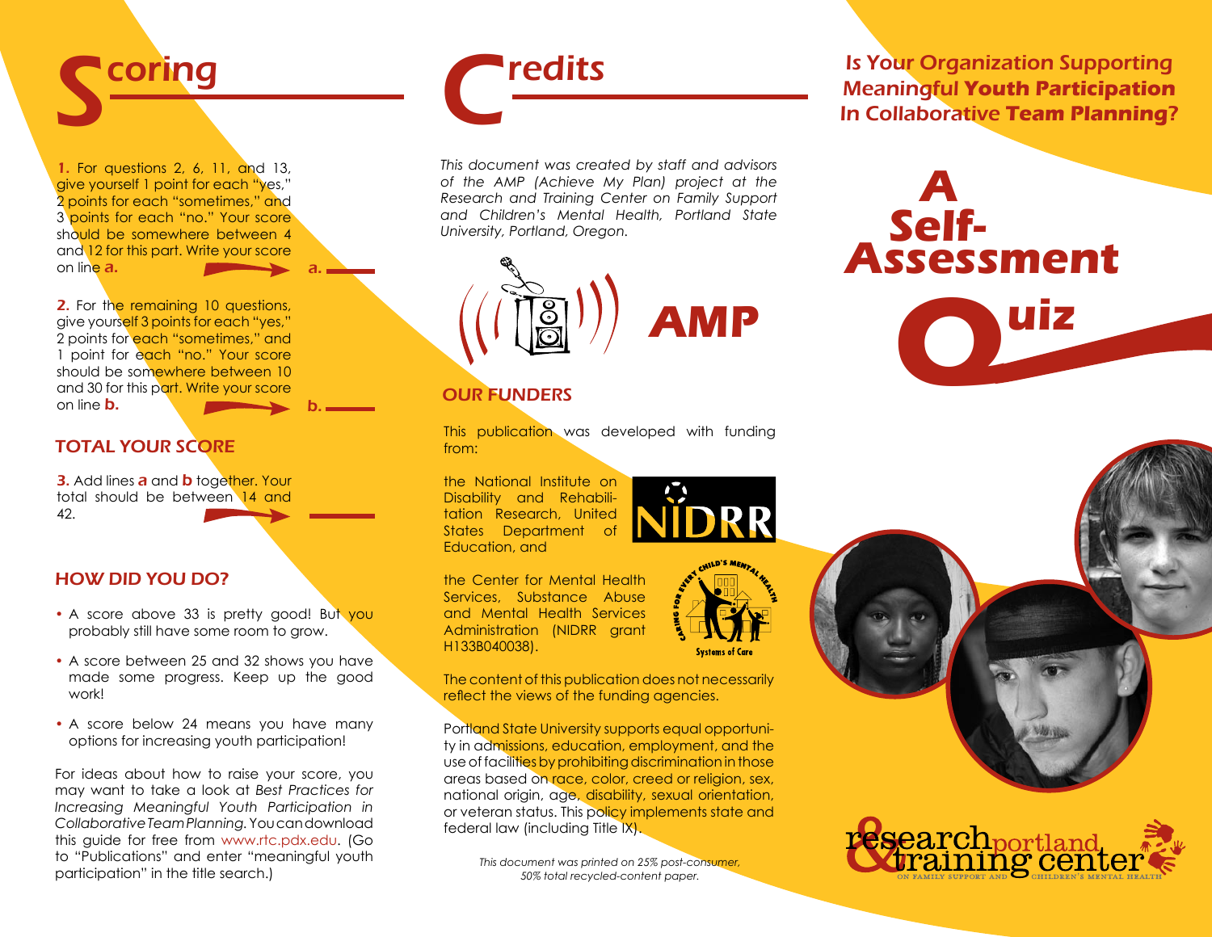# Scoring

**1.** For questions 2, 6, 11, and 13, give yourself 1 point for each "yes," 2 points for each "sometimes," and 3 points for each "no." Your score should be somewhere between 4 and 12 for this part. Write your score on line **a.**

**a.** ____

**2.** For the remaining 10 questions, give yourself 3 points for each "yes," 2 points for each "sometimes," and 1 point for each "no." Your score should be somewhere between 10 and 30 for this part. Write your score on line **b.**

**b.** ____

## TOTAL YOUR SCORE

**3.** Add lines **a** and **b** together. Your total should be between 14 and 42.

____

## HOW DID YOU DO?

- A score above 33 is pretty good! But you probably still have some room to grow.
- A score between 25 and 32 shows you have made some progress. Keep up the good work!
- A score below 24 means you have many options for increasing youth participation!

For ideas about how to raise your score, you may want to take a look at *Best Practices for Increasing Meaningful Youth Participation in Collaborative Team Planning.* You can download this guide for free from www.rtc.pdx.edu. (Go to "Publications" and enter "meaningful youth participation" in the title search.)

# Credits

*This document was created by staff and advisors of the AMP (Achieve My Plan) project at the Research and Training Center on Family Support and Children's Mental Health, Portland State University, Portland, Oregon.*

**AMP**

## OUR FUNDERS

This publication was developed with funding from:

the National Institute on Disability and Rehabilitation Research, United States Department of Education, and

NIDRR

the Center for Mental Health Services, Substance Abuse and Mental Health Services Administration (NIDRR grant H133B040038).

Caring for Every Child's Mental Health — Systems of Care

The content of this publication does not necessarily reflect the views of the funding agencies.

Portland State University supports equal opportunity in admissions, education, employment, and the use of facilities by prohibiting discrimination in those areas based on race, color, creed or religion, sex, national origin, age, disability, sexual orientation, or veteran status. This policy implements state and federal law (including Title IX).

*This document was printed on 25% post-consumer, 50% total recycled-content paper.*

## Is Your Organization Supporting Meaningful **Youth Participation** In Collaborative **Team Planning**?

# A Self-Assessment Quiz

research & training center portland — on family support and children's mental health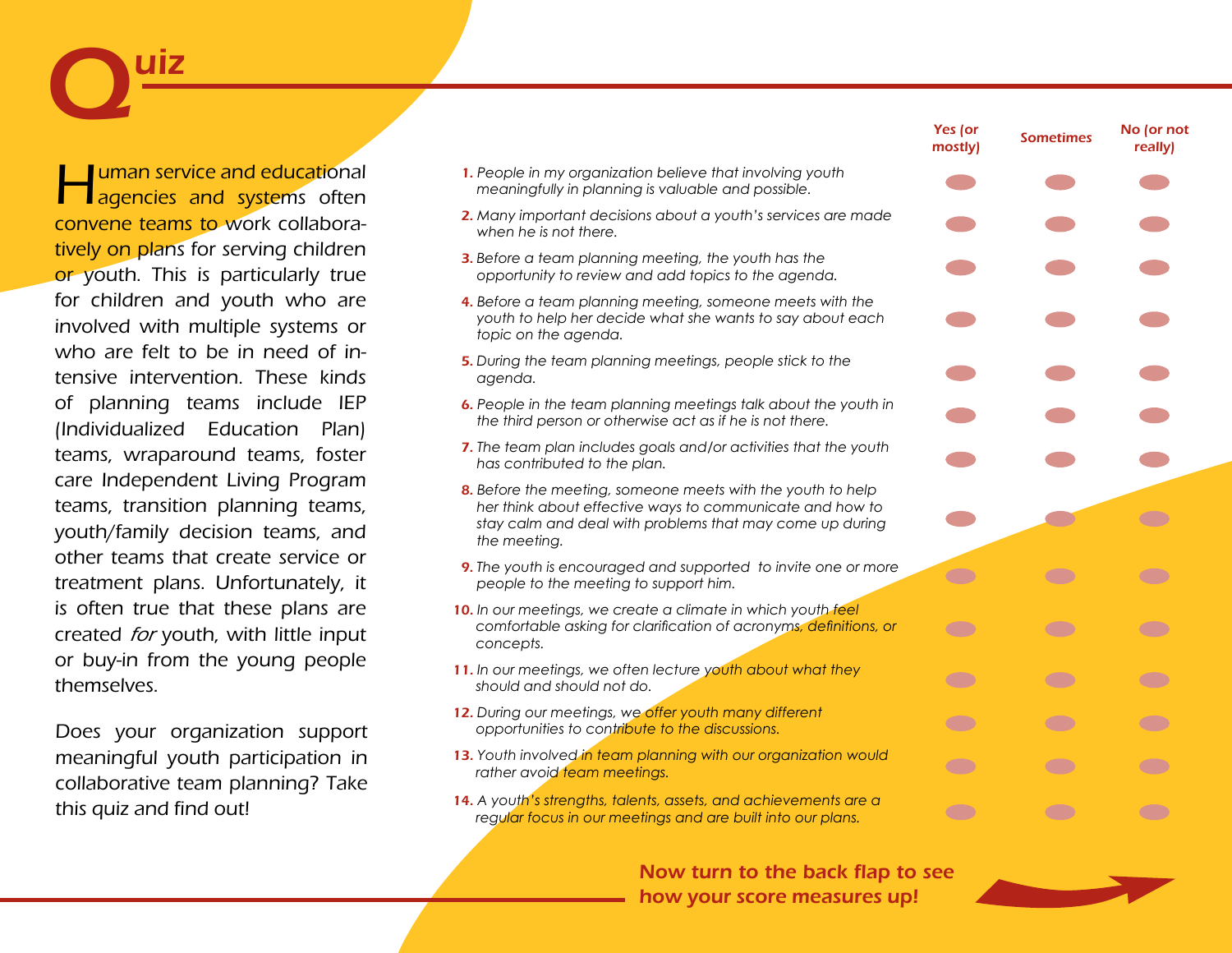# Quiz

*H*uman service and educational agencies and systems often convene teams to work collaboratively on plans for serving children or youth. This is particularly true for children and youth who are involved with multiple systems or who are felt to be in need of intensive intervention. These kinds of planning teams include IEP (Individualized Education Plan) teams, wraparound teams, foster care Independent Living Program teams, transition planning teams, youth/family decision teams, and other teams that create service or treatment plans. Unfortunately, it is often true that these plans are created *for* youth, with little input or buy-in from the young people themselves.

*Does your organization support meaningful youth participation in collaborative team planning? Take this quiz and find out!*

| | Yes (or mostly) | Sometimes | No (or not really) |
|---|---|---|---|
| **1.** *People in my organization believe that involving youth meaningfully in planning is valuable and possible.* | | | |
| **2.** *Many important decisions about a youth's services are made when he is not there.* | | | |
| **3.** *Before a team planning meeting, the youth has the opportunity to review and add topics to the agenda.* | | | |
| **4.** *Before a team planning meeting, someone meets with the youth to help her decide what she wants to say about each topic on the agenda.* | | | |
| **5.** *During the team planning meetings, people stick to the agenda.* | | | |
| **6.** *People in the team planning meetings talk about the youth in the third person or otherwise act as if he is not there.* | | | |
| **7.** *The team plan includes goals and/or activities that the youth has contributed to the plan.* | | | |
| **8.** *Before the meeting, someone meets with the youth to help her think about effective ways to communicate and how to stay calm and deal with problems that may come up during the meeting.* | | | |
| **9.** *The youth is encouraged and supported to invite one or more people to the meeting to support him.* | | | |
| **10.** *In our meetings, we create a climate in which youth feel comfortable asking for clarification of acronyms, definitions, or concepts.* | | | |
| **11.** *In our meetings, we often lecture youth about what they should and should not do.* | | | |
| **12.** *During our meetings, we offer youth many different opportunities to contribute to the discussions.* | | | |
| **13.** *Youth involved in team planning with our organization would rather avoid team meetings.* | | | |
| **14.** *A youth's strengths, talents, assets, and achievements are a regular focus in our meetings and are built into our plans.* | | | |

**Now turn to the back flap to see how your score measures up!**